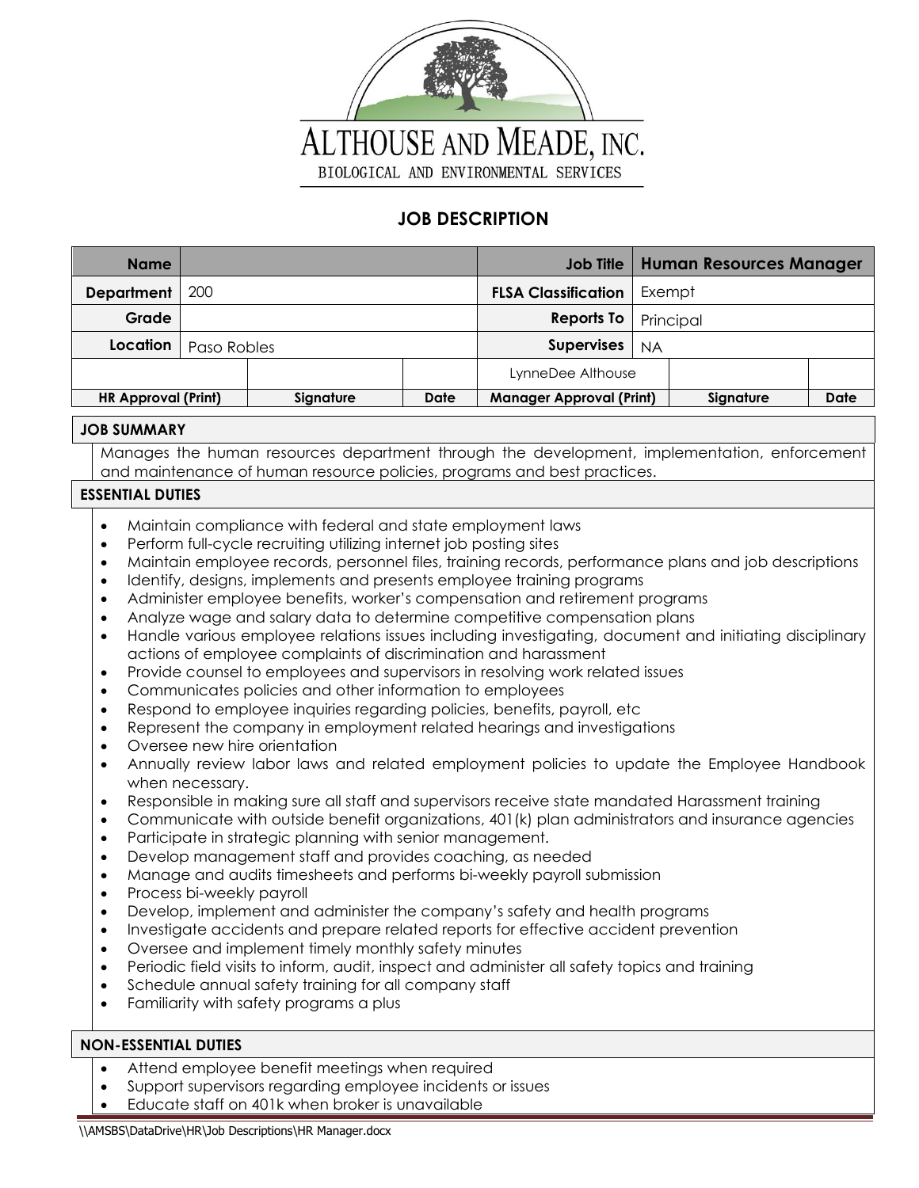ALTHOUSE AND MEADE, INC.
BIOLOGICAL AND ENVIRONMENTAL SERVICES

# JOB DESCRIPTION

| **Name** | | | | **Job Title** | **Human Resources Manager** | |
|---|---|---|---|---|---|---|
| **Department** | 200 | | | **FLSA Classification** | Exempt | |
| **Grade** | | | | **Reports To** | Principal | |
| **Location** | Paso Robles | | | **Supervises** | NA | |
| | | | | LynneDee Althouse | | |
| **HR Approval (Print)** | | **Signature** | **Date** | **Manager Approval (Print)** | **Signature** | **Date** |

## JOB SUMMARY

Manages the human resources department through the development, implementation, enforcement and maintenance of human resource policies, programs and best practices.

## ESSENTIAL DUTIES

- Maintain compliance with federal and state employment laws
- Perform full-cycle recruiting utilizing internet job posting sites
- Maintain employee records, personnel files, training records, performance plans and job descriptions
- Identify, designs, implements and presents employee training programs
- Administer employee benefits, worker's compensation and retirement programs
- Analyze wage and salary data to determine competitive compensation plans
- Handle various employee relations issues including investigating, document and initiating disciplinary actions of employee complaints of discrimination and harassment
- Provide counsel to employees and supervisors in resolving work related issues
- Communicates policies and other information to employees
- Respond to employee inquiries regarding policies, benefits, payroll, etc
- Represent the company in employment related hearings and investigations
- Oversee new hire orientation
- Annually review labor laws and related employment policies to update the Employee Handbook when necessary.
- Responsible in making sure all staff and supervisors receive state mandated Harassment training
- Communicate with outside benefit organizations, 401(k) plan administrators and insurance agencies
- Participate in strategic planning with senior management.
- Develop management staff and provides coaching, as needed
- Manage and audits timesheets and performs bi-weekly payroll submission
- Process bi-weekly payroll
- Develop, implement and administer the company's safety and health programs
- Investigate accidents and prepare related reports for effective accident prevention
- Oversee and implement timely monthly safety minutes
- Periodic field visits to inform, audit, inspect and administer all safety topics and training
- Schedule annual safety training for all company staff
- Familiarity with safety programs a plus

## NON-ESSENTIAL DUTIES

- Attend employee benefit meetings when required
- Support supervisors regarding employee incidents or issues
- Educate staff on 401k when broker is unavailable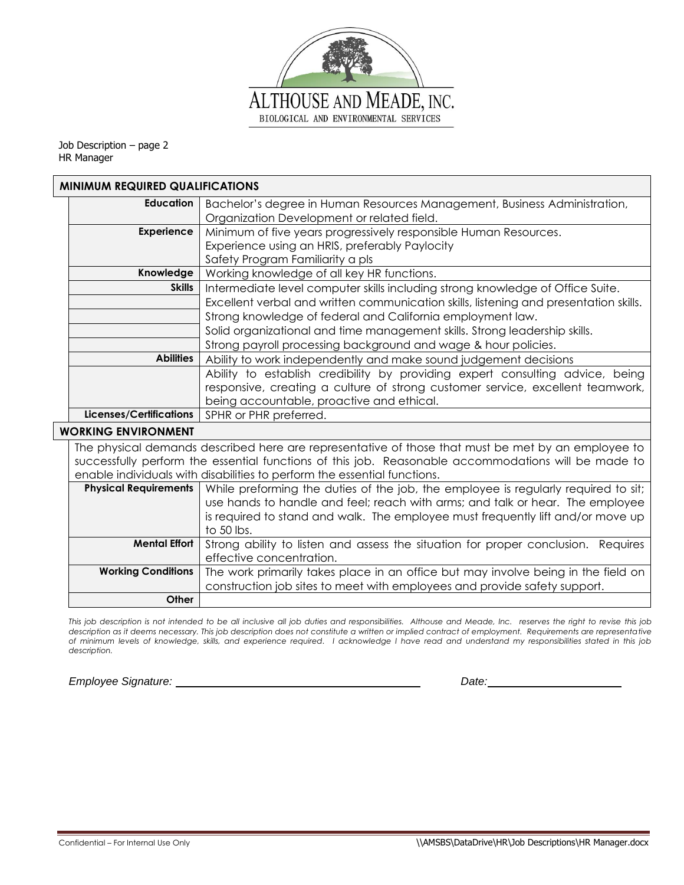ALTHOUSE AND MEADE, INC.
BIOLOGICAL AND ENVIRONMENTAL SERVICES

Job Description – page 2
HR Manager

| MINIMUM REQUIRED QUALIFICATIONS | |
|---|---|
| **Education** | Bachelor's degree in Human Resources Management, Business Administration, Organization Development or related field. |
| **Experience** | Minimum of five years progressively responsible Human Resources.<br>Experience using an HRIS, preferably Paylocity<br>Safety Program Familiarity a pls |
| **Knowledge** | Working knowledge of all key HR functions. |
| **Skills** | Intermediate level computer skills including strong knowledge of Office Suite. |
| | Excellent verbal and written communication skills, listening and presentation skills. |
| | Strong knowledge of federal and California employment law. |
| | Solid organizational and time management skills. Strong leadership skills. |
| | Strong payroll processing background and wage & hour policies. |
| **Abilities** | Ability to work independently and make sound judgement decisions |
| | Ability to establish credibility by providing expert consulting advice, being responsive, creating a culture of strong customer service, excellent teamwork, being accountable, proactive and ethical. |
| **Licenses/Certifications** | SPHR or PHR preferred. |

**WORKING ENVIRONMENT**

The physical demands described here are representative of those that must be met by an employee to successfully perform the essential functions of this job. Reasonable accommodations will be made to enable individuals with disabilities to perform the essential functions.

| | |
|---|---|
| **Physical Requirements** | While preforming the duties of the job, the employee is regularly required to sit; use hands to handle and feel; reach with arms; and talk or hear. The employee is required to stand and walk. The employee must frequently lift and/or move up to 50 lbs. |
| **Mental Effort** | Strong ability to listen and assess the situation for proper conclusion. Requires effective concentration. |
| **Working Conditions** | The work primarily takes place in an office but may involve being in the field on construction job sites to meet with employees and provide safety support. |
| **Other** | |

*This job description is not intended to be all inclusive all job duties and responsibilities. Althouse and Meade, Inc. reserves the right to revise this job description as it deems necessary. This job description does not constitute a written or implied contract of employment. Requirements are representative of minimum levels of knowledge, skills, and experience required. I acknowledge I have read and understand my responsibilities stated in this job description.*

*Employee Signature:* ______________________________ *Date:* ____________________